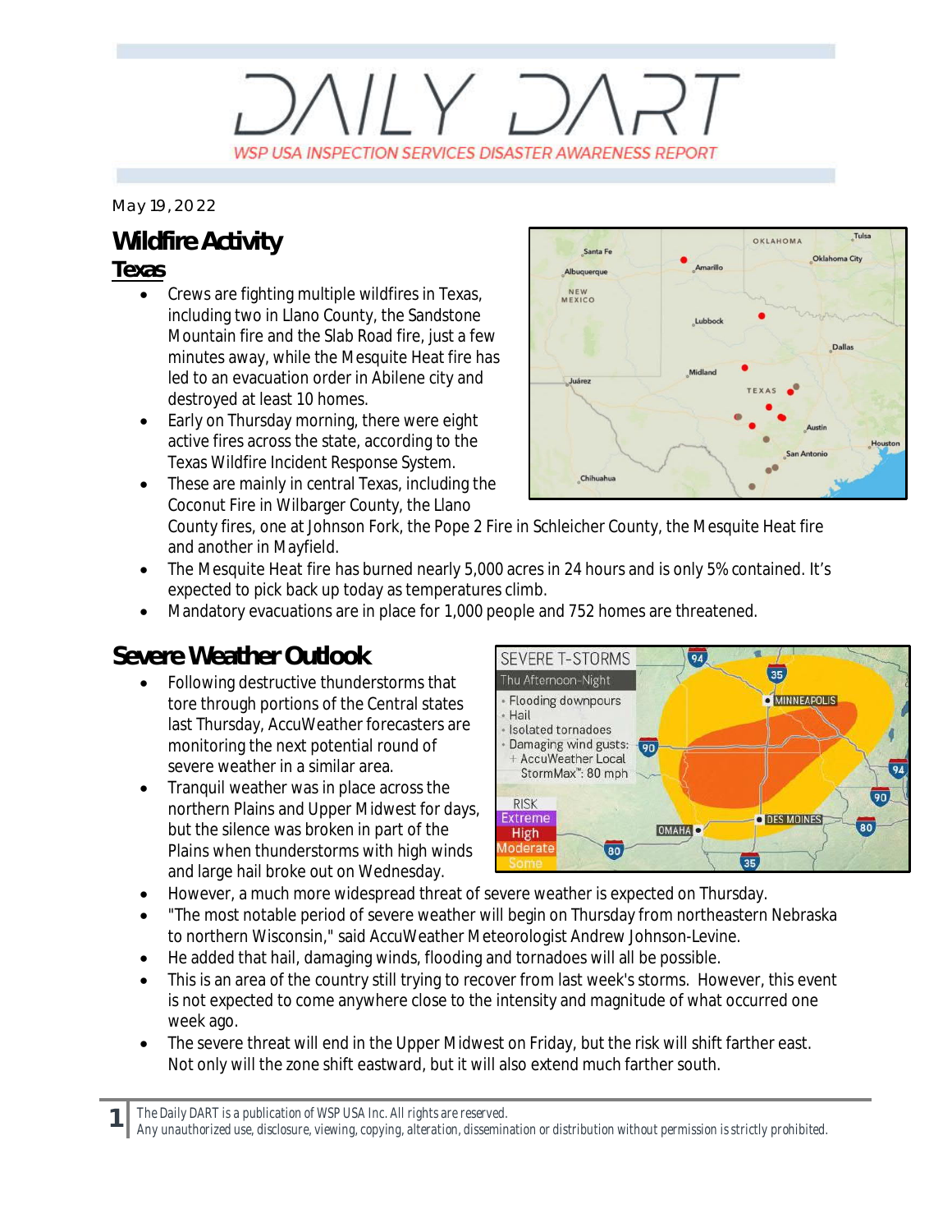# DAILY DART

WSP USA INSPECTION SERVICES DISASTER AWARENESS REPORT

May 19, 2022

## Wildfire Activity

### Texas

- Crews are fighting multiple wildfires in Texas, including two in Llano County, the Sandstone Mountain fire and the Slab Road fire, just a few minutes away, while the Mesquite Heat fire has led to an evacuation order in Abilene city and destroyed at least 10 homes.
- Early on Thursday morning, there were eight active fires across the state, according to the Texas Wildfire Incident Response System.
- These are mainly in central Texas, including the Coconut Fire in Wilbarger County, the Llano County fires, one at Johnson Fork, the Pope 2 Fire in Schleicher County, the Mesquite Heat fire and another in Mayfield.
- The Mesquite Heat fire has burned nearly 5,000 acres in 24 hours and is only 5% contained. It's expected to pick back up today as temperatures climb.
- Mandatory evacuations are in place for 1,000 people and 752 homes are threatened.

## Severe Weather Outlook

- Following destructive thunderstorms that tore through portions of the Central states last Thursday, AccuWeather forecasters are monitoring the next potential round of severe weather in a similar area.
- Tranquil weather was in place across the northern Plains and Upper Midwest for days, but the silence was broken in part of the Plains when thunderstorms with high winds and large hail broke out on Wednesday.
- However, a much more widespread threat of severe weather is expected on Thursday.
- "The most notable period of severe weather will begin on Thursday from northeastern Nebraska to northern Wisconsin," said AccuWeather Meteorologist Andrew Johnson-Levine.
- He added that hail, damaging winds, flooding and tornadoes will all be possible.
- This is an area of the country still trying to recover from last week's storms. However, this event is not expected to come anywhere close to the intensity and magnitude of what occurred one week ago.
- The severe threat will end in the Upper Midwest on Friday, but the risk will shift farther east. Not only will the zone shift eastward, but it will also extend much farther south.

*The Daily DART is a publication of WSP USA Inc. All rights are reserved.*
*Any unauthorized use, disclosure, viewing, copying, alteration, dissemination or distribution without permission is strictly prohibited.*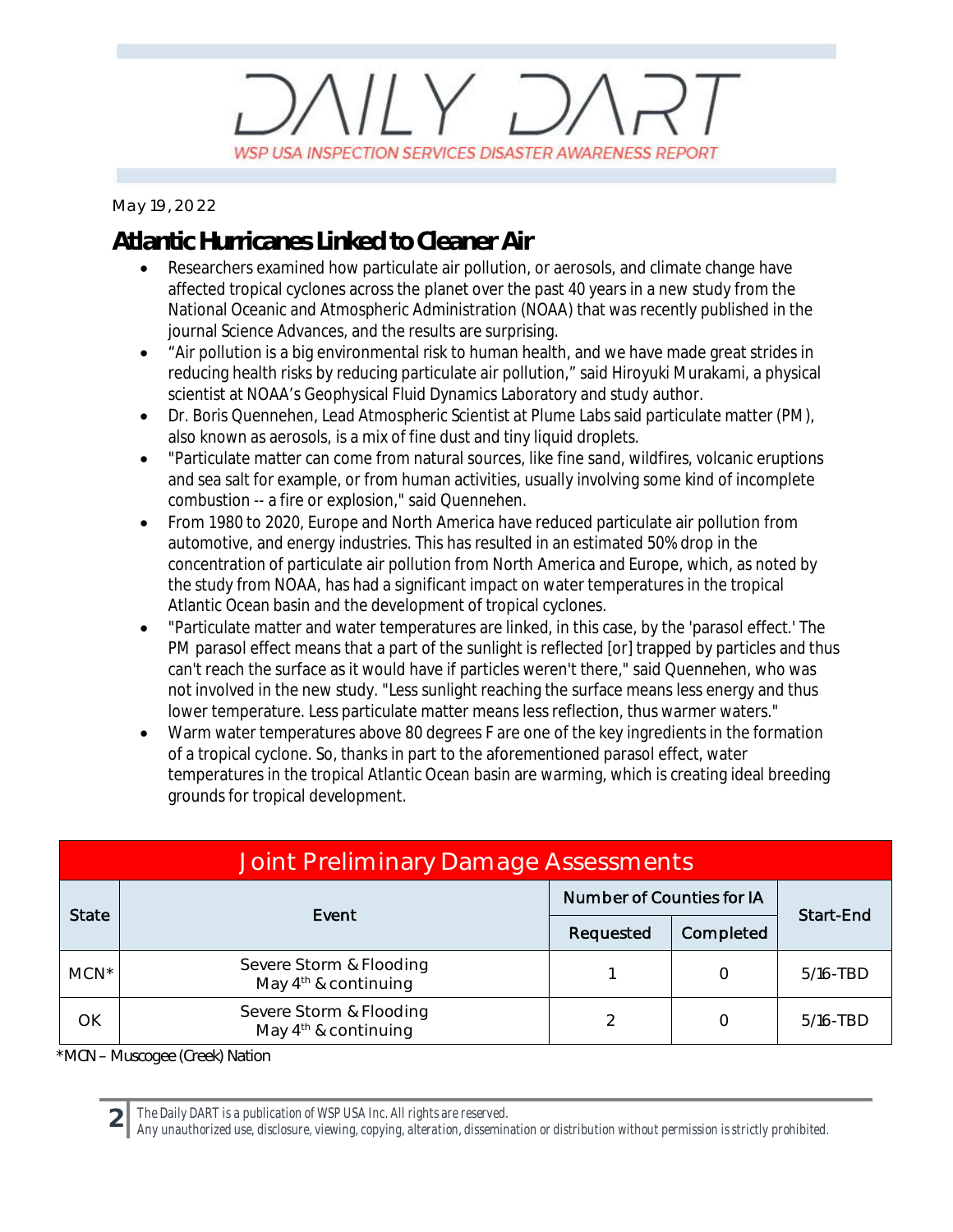# DAILY DART

WSP USA INSPECTION SERVICES DISASTER AWARENESS REPORT

May 19, 2022

## Atlantic Hurricanes Linked to Cleaner Air

- Researchers examined how particulate air pollution, or aerosols, and climate change have affected tropical cyclones across the planet over the past 40 years in a new study from the National Oceanic and Atmospheric Administration (NOAA) that was recently published in the journal Science Advances, and the results are surprising.
- “Air pollution is a big environmental risk to human health, and we have made great strides in reducing health risks by reducing particulate air pollution,” said Hiroyuki Murakami, a physical scientist at NOAA’s Geophysical Fluid Dynamics Laboratory and study author.
- Dr. Boris Quennehen, Lead Atmospheric Scientist at Plume Labs said particulate matter (PM), also known as aerosols, is a mix of fine dust and tiny liquid droplets.
- "Particulate matter can come from natural sources, like fine sand, wildfires, volcanic eruptions and sea salt for example, or from human activities, usually involving some kind of incomplete combustion -- a fire or explosion," said Quennehen.
- From 1980 to 2020, Europe and North America have reduced particulate air pollution from automotive, and energy industries. This has resulted in an estimated 50% drop in the concentration of particulate air pollution from North America and Europe, which, as noted by the study from NOAA, has had a significant impact on water temperatures in the tropical Atlantic Ocean basin and the development of tropical cyclones.
- "Particulate matter and water temperatures are linked, in this case, by the 'parasol effect.' The PM parasol effect means that a part of the sunlight is reflected [or] trapped by particles and thus can't reach the surface as it would have if particles weren't there," said Quennehen, who was not involved in the new study. "Less sunlight reaching the surface means less energy and thus lower temperature. Less particulate matter means less reflection, thus warmer waters."
- Warm water temperatures above 80 degrees F are one of the key ingredients in the formation of a tropical cyclone. So, thanks in part to the aforementioned parasol effect, water temperatures in the tropical Atlantic Ocean basin are warming, which is creating ideal breeding grounds for tropical development.

| Joint Preliminary Damage Assessments | | | | |
|---|---|---|---|---|
| State | Event | Number of Counties for IA | | Start-End |
| | | Requested | Completed | |
| MCN* | Severe Storm & Flooding May 4th & continuing | 1 | 0 | 5/16-TBD |
| OK | Severe Storm & Flooding May 4th & continuing | 2 | 0 | 5/16-TBD |

*MCN – Muscogee (Creek) Nation

*The Daily DART is a publication of WSP USA Inc. All rights are reserved.*
*Any unauthorized use, disclosure, viewing, copying, alteration, dissemination or distribution without permission is strictly prohibited.*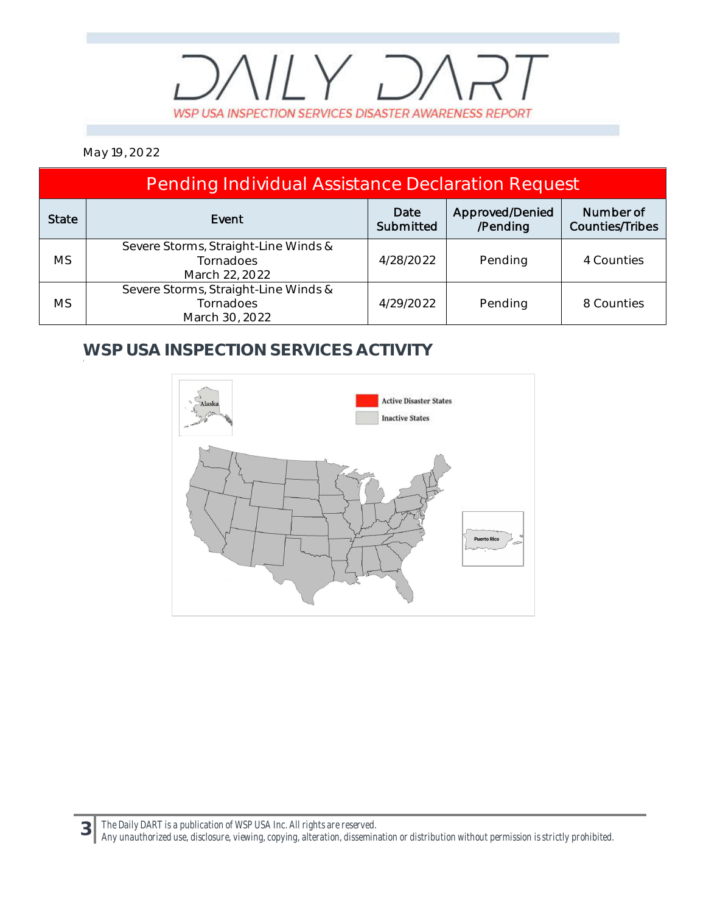# DAILY DART

WSP USA INSPECTION SERVICES DISASTER AWARENESS REPORT

May 19, 2022

| Pending Individual Assistance Declaration Request | | | | |
|---|---|---|---|---|
| **State** | **Event** | **Date Submitted** | **Approved/Denied /Pending** | **Number of Counties/Tribes** |
| MS | Severe Storms, Straight-Line Winds & Tornadoes March 22, 2022 | 4/28/2022 | Pending | 4 Counties |
| MS | Severe Storms, Straight-Line Winds & Tornadoes March 30, 2022 | 4/29/2022 | Pending | 8 Counties |

## WSP USA INSPECTION SERVICES ACTIVITY

Active Disaster States

Inactive States

Alaska

Puerto Rico

The Daily DART is a publication of WSP USA Inc. All rights are reserved.
Any unauthorized use, disclosure, viewing, copying, alteration, dissemination or distribution without permission is strictly prohibited.